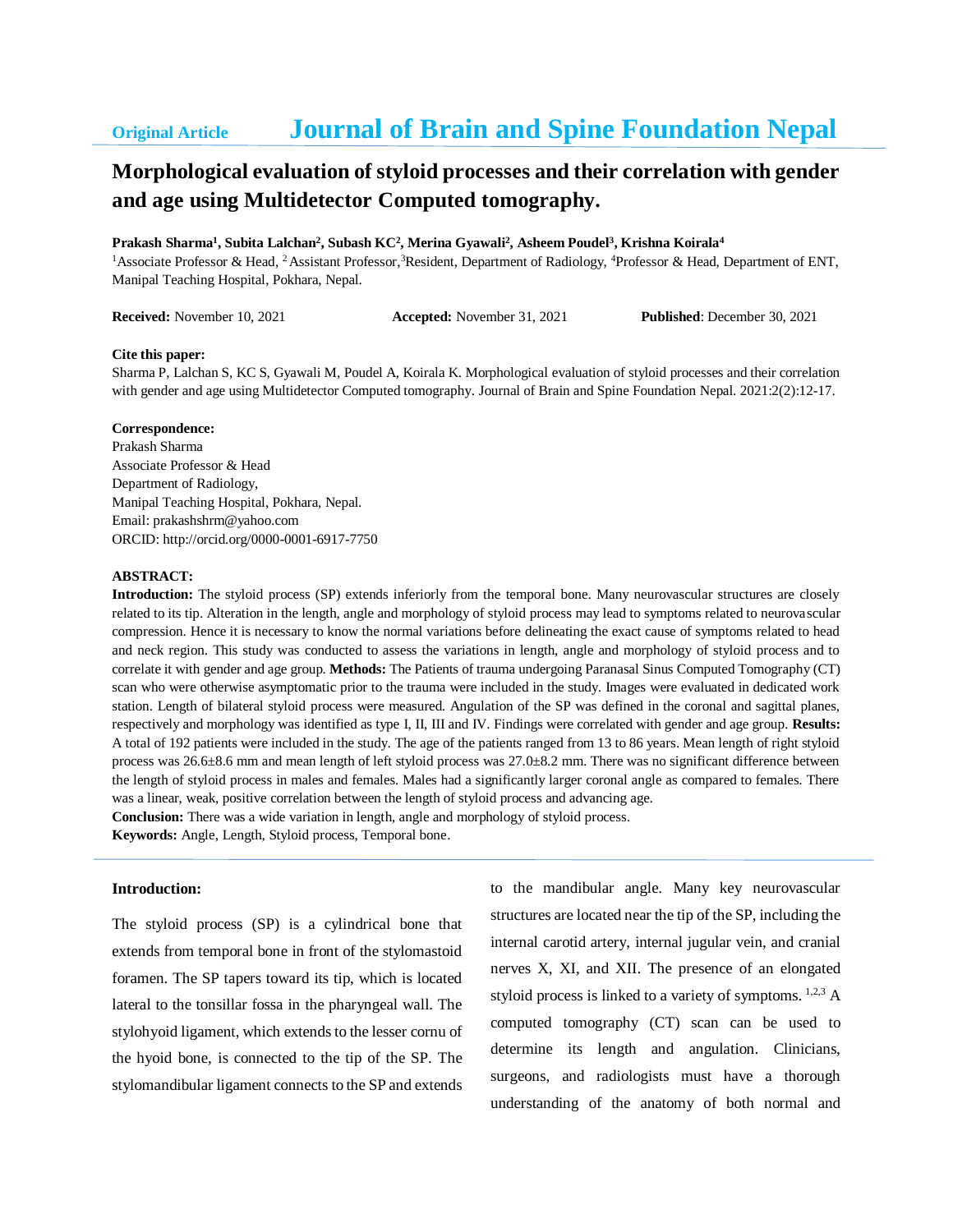Original Article **Journal of Brain and Spine Foundation Nepal**

# Morphological evaluation of styloid processes and their correlation with gender and age using Multidetector Computed tomography.

**Prakash Sharma[1], Subita Lalchan[2], Subash KC[2], Merina Gyawali[2], Asheem Poudel[3], Krishna Koirala[4]**

[1]Associate Professor & Head, [2] Assistant Professor,[3]Resident, Department of Radiology, [4]Professor & Head, Department of ENT, Manipal Teaching Hospital, Pokhara, Nepal.

**Received:** November 10, 2021 **Accepted:** November 31, 2021 **Published**: December 30, 2021

**Cite this paper:**
Sharma P, Lalchan S, KC S, Gyawali M, Poudel A, Koirala K. Morphological evaluation of styloid processes and their correlation with gender and age using Multidetector Computed tomography. Journal of Brain and Spine Foundation Nepal. 2021:2(2):12-17.

**Correspondence:**
Prakash Sharma
Associate Professor & Head
Department of Radiology,
Manipal Teaching Hospital, Pokhara, Nepal.
Email: prakashshrm@yahoo.com
ORCID: http://orcid.org/0000-0001-6917-7750

**ABSTRACT:**

**Introduction:** The styloid process (SP) extends inferiorly from the temporal bone. Many neurovascular structures are closely related to its tip. Alteration in the length, angle and morphology of styloid process may lead to symptoms related to neurovascular compression. Hence it is necessary to know the normal variations before delineating the exact cause of symptoms related to head and neck region. This study was conducted to assess the variations in length, angle and morphology of styloid process and to correlate it with gender and age group. **Methods:** The Patients of trauma undergoing Paranasal Sinus Computed Tomography (CT) scan who were otherwise asymptomatic prior to the trauma were included in the study. Images were evaluated in dedicated work station. Length of bilateral styloid process were measured. Angulation of the SP was defined in the coronal and sagittal planes, respectively and morphology was identified as type I, II, III and IV. Findings were correlated with gender and age group. **Results:** A total of 192 patients were included in the study. The age of the patients ranged from 13 to 86 years. Mean length of right styloid process was 26.6±8.6 mm and mean length of left styloid process was 27.0±8.2 mm. There was no significant difference between the length of styloid process in males and females. Males had a significantly larger coronal angle as compared to females. There was a linear, weak, positive correlation between the length of styloid process and advancing age.

**Conclusion:** There was a wide variation in length, angle and morphology of styloid process.

**Keywords:** Angle, Length, Styloid process, Temporal bone.

## Introduction:

The styloid process (SP) is a cylindrical bone that extends from temporal bone in front of the stylomastoid foramen. The SP tapers toward its tip, which is located lateral to the tonsillar fossa in the pharyngeal wall. The stylohyoid ligament, which extends to the lesser cornu of the hyoid bone, is connected to the tip of the SP. The stylomandibular ligament connects to the SP and extends to the mandibular angle. Many key neurovascular structures are located near the tip of the SP, including the internal carotid artery, internal jugular vein, and cranial nerves X, XI, and XII. The presence of an elongated styloid process is linked to a variety of symptoms. [1,2,3] A computed tomography (CT) scan can be used to determine its length and angulation. Clinicians, surgeons, and radiologists must have a thorough understanding of the anatomy of both normal and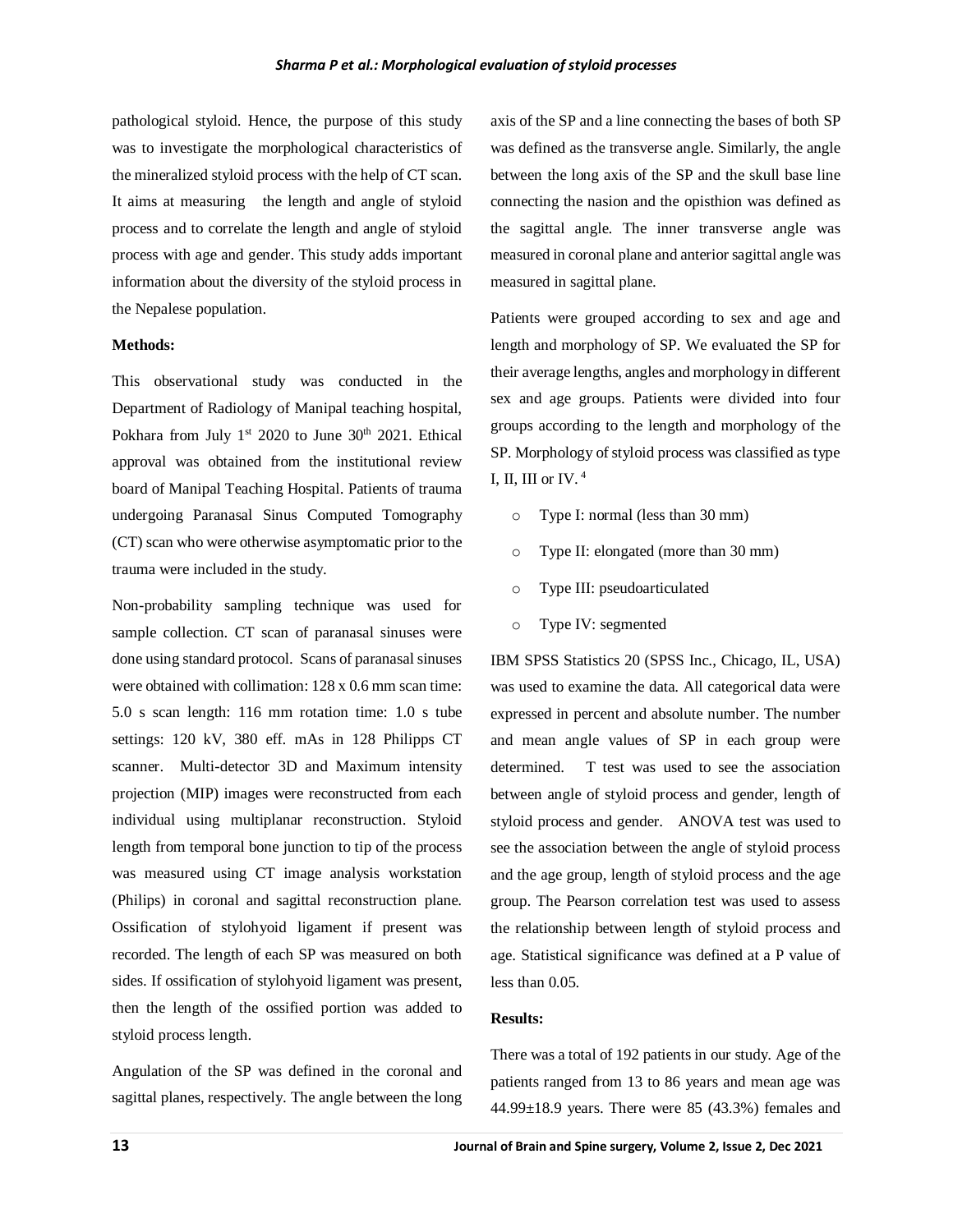pathological styloid. Hence, the purpose of this study was to investigate the morphological characteristics of the mineralized styloid process with the help of CT scan. It aims at measuring the length and angle of styloid process and to correlate the length and angle of styloid process with age and gender. This study adds important information about the diversity of the styloid process in the Nepalese population.

**Methods:**

This observational study was conducted in the Department of Radiology of Manipal teaching hospital, Pokhara from July 1st 2020 to June 30th 2021. Ethical approval was obtained from the institutional review board of Manipal Teaching Hospital. Patients of trauma undergoing Paranasal Sinus Computed Tomography (CT) scan who were otherwise asymptomatic prior to the trauma were included in the study.

Non-probability sampling technique was used for sample collection. CT scan of paranasal sinuses were done using standard protocol. Scans of paranasal sinuses were obtained with collimation: 128 x 0.6 mm scan time: 5.0 s scan length: 116 mm rotation time: 1.0 s tube settings: 120 kV, 380 eff. mAs in 128 Philipps CT scanner. Multi-detector 3D and Maximum intensity projection (MIP) images were reconstructed from each individual using multiplanar reconstruction. Styloid length from temporal bone junction to tip of the process was measured using CT image analysis workstation (Philips) in coronal and sagittal reconstruction plane. Ossification of stylohyoid ligament if present was recorded. The length of each SP was measured on both sides. If ossification of stylohyoid ligament was present, then the length of the ossified portion was added to styloid process length.

Angulation of the SP was defined in the coronal and sagittal planes, respectively. The angle between the long axis of the SP and a line connecting the bases of both SP was defined as the transverse angle. Similarly, the angle between the long axis of the SP and the skull base line connecting the nasion and the opisthion was defined as the sagittal angle. The inner transverse angle was measured in coronal plane and anterior sagittal angle was measured in sagittal plane.

Patients were grouped according to sex and age and length and morphology of SP. We evaluated the SP for their average lengths, angles and morphology in different sex and age groups. Patients were divided into four groups according to the length and morphology of the SP. Morphology of styloid process was classified as type I, II, III or IV. [4]

- Type I: normal (less than 30 mm)
- Type II: elongated (more than 30 mm)
- Type III: pseudoarticulated
- Type IV: segmented

IBM SPSS Statistics 20 (SPSS Inc., Chicago, IL, USA) was used to examine the data. All categorical data were expressed in percent and absolute number. The number and mean angle values of SP in each group were determined. T test was used to see the association between angle of styloid process and gender, length of styloid process and gender. ANOVA test was used to see the association between the angle of styloid process and the age group, length of styloid process and the age group. The Pearson correlation test was used to assess the relationship between length of styloid process and age. Statistical significance was defined at a P value of less than 0.05.

**Results:**

There was a total of 192 patients in our study. Age of the patients ranged from 13 to 86 years and mean age was 44.99±18.9 years. There were 85 (43.3%) females and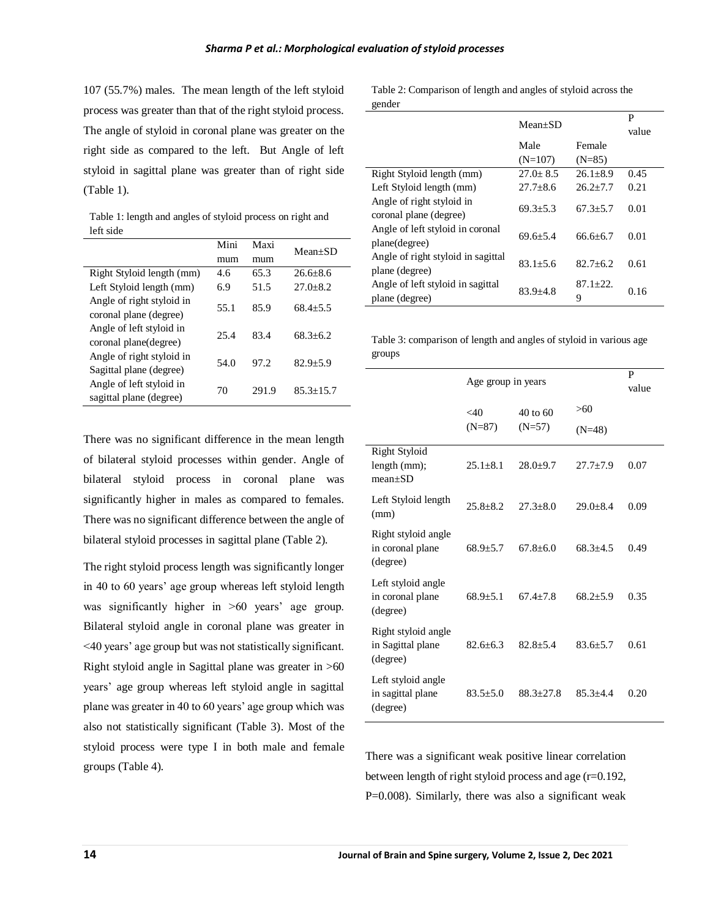107 (55.7%) males. The mean length of the left styloid process was greater than that of the right styloid process. The angle of styloid in coronal plane was greater on the right side as compared to the left. But Angle of left styloid in sagittal plane was greater than of right side (Table 1).

Table 1: length and angles of styloid process on right and left side

| | Minimum | Maximum | Mean±SD |
|---|---|---|---|
| Right Styloid length (mm) | 4.6 | 65.3 | 26.6±8.6 |
| Left Styloid length (mm) | 6.9 | 51.5 | 27.0±8.2 |
| Angle of right styloid in coronal plane (degree) | 55.1 | 85.9 | 68.4±5.5 |
| Angle of left styloid in coronal plane(degree) | 25.4 | 83.4 | 68.3±6.2 |
| Angle of right styloid in Sagittal plane (degree) | 54.0 | 97.2 | 82.9±5.9 |
| Angle of left styloid in sagittal plane (degree) | 70 | 291.9 | 85.3±15.7 |

There was no significant difference in the mean length of bilateral styloid processes within gender. Angle of bilateral styloid process in coronal plane was significantly higher in males as compared to females. There was no significant difference between the angle of bilateral styloid processes in sagittal plane (Table 2).

The right styloid process length was significantly longer in 40 to 60 years' age group whereas left styloid length was significantly higher in >60 years' age group. Bilateral styloid angle in coronal plane was greater in <40 years' age group but was not statistically significant. Right styloid angle in Sagittal plane was greater in >60 years' age group whereas left styloid angle in sagittal plane was greater in 40 to 60 years' age group which was also not statistically significant (Table 3). Most of the styloid process were type I in both male and female groups (Table 4).

Table 2: Comparison of length and angles of styloid across the gender

| | Mean±SD | | P value |
|---|---|---|---|
| | Male (N=107) | Female (N=85) | |
| Right Styloid length (mm) | 27.0± 8.5 | 26.1±8.9 | 0.45 |
| Left Styloid length (mm) | 27.7±8.6 | 26.2±7.7 | 0.21 |
| Angle of right styloid in coronal plane (degree) | 69.3±5.3 | 67.3±5.7 | 0.01 |
| Angle of left styloid in coronal plane(degree) | 69.6±5.4 | 66.6±6.7 | 0.01 |
| Angle of right styloid in sagittal plane (degree) | 83.1±5.6 | 82.7±6.2 | 0.61 |
| Angle of left styloid in sagittal plane (degree) | 83.9±4.8 | 87.1±22.9 | 0.16 |

Table 3: comparison of length and angles of styloid in various age groups

| | Age group in years | | | P value |
|---|---|---|---|---|
| | <40 (N=87) | 40 to 60 (N=57) | >60 (N=48) | |
| Right Styloid length (mm); mean±SD | 25.1±8.1 | 28.0±9.7 | 27.7±7.9 | 0.07 |
| Left Styloid length (mm) | 25.8±8.2 | 27.3±8.0 | 29.0±8.4 | 0.09 |
| Right styloid angle in coronal plane (degree) | 68.9±5.7 | 67.8±6.0 | 68.3±4.5 | 0.49 |
| Left styloid angle in coronal plane (degree) | 68.9±5.1 | 67.4±7.8 | 68.2±5.9 | 0.35 |
| Right styloid angle in Sagittal plane (degree) | 82.6±6.3 | 82.8±5.4 | 83.6±5.7 | 0.61 |
| Left styloid angle in sagittal plane (degree) | 83.5±5.0 | 88.3±27.8 | 85.3±4.4 | 0.20 |

There was a significant weak positive linear correlation between length of right styloid process and age (r=0.192, P=0.008). Similarly, there was also a significant weak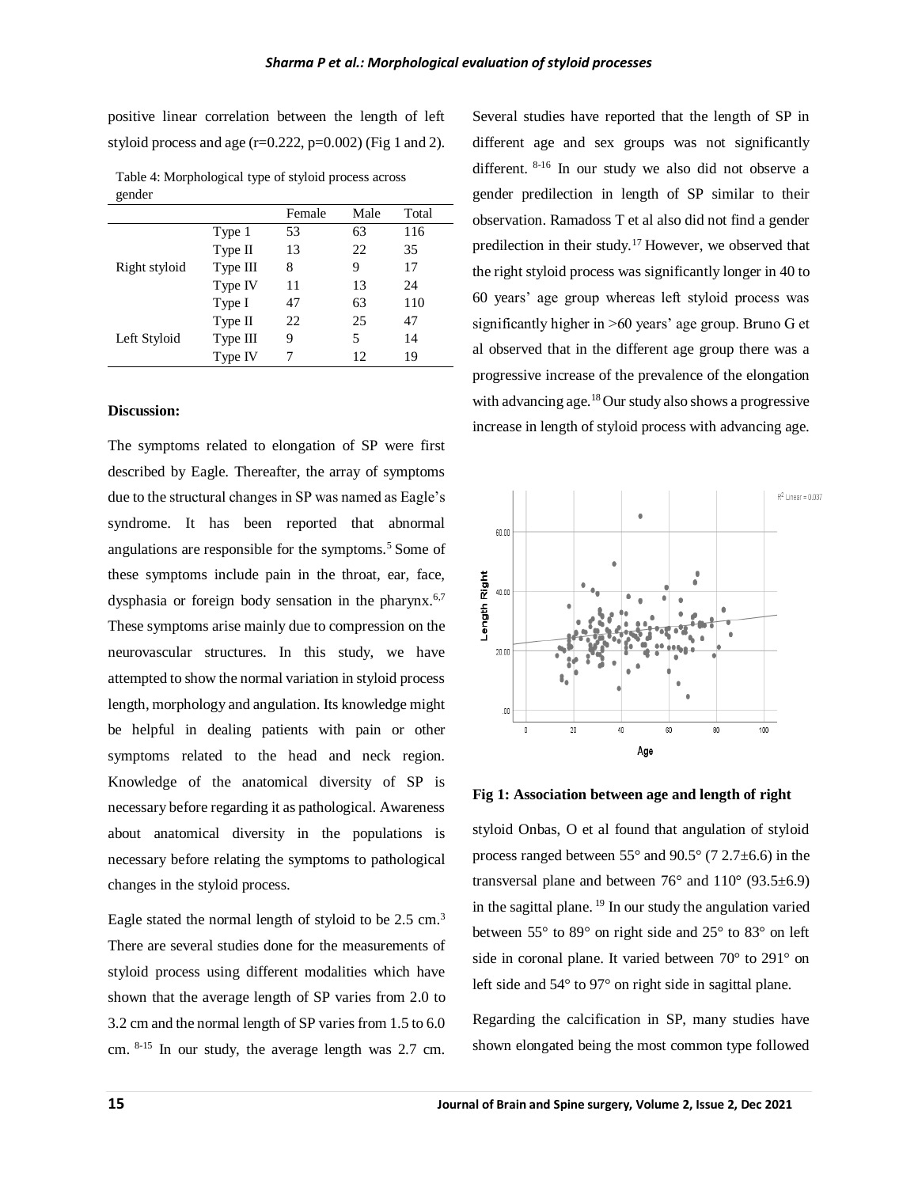positive linear correlation between the length of left styloid process and age (r=0.222, p=0.002) (Fig 1 and 2).

Table 4: Morphological type of styloid process across gender

| | | Female | Male | Total |
|---|---|---|---|---|
| Right styloid | Type 1 | 53 | 63 | 116 |
| | Type II | 13 | 22 | 35 |
| | Type III | 8 | 9 | 17 |
| | Type IV | 11 | 13 | 24 |
| Left Styloid | Type I | 47 | 63 | 110 |
| | Type II | 22 | 25 | 47 |
| | Type III | 9 | 5 | 14 |
| | Type IV | 7 | 12 | 19 |

**Discussion:**

The symptoms related to elongation of SP were first described by Eagle. Thereafter, the array of symptoms due to the structural changes in SP was named as Eagle's syndrome. It has been reported that abnormal angulations are responsible for the symptoms.[5] Some of these symptoms include pain in the throat, ear, face, dysphasia or foreign body sensation in the pharynx.[6,7] These symptoms arise mainly due to compression on the neurovascular structures. In this study, we have attempted to show the normal variation in styloid process length, morphology and angulation. Its knowledge might be helpful in dealing patients with pain or other symptoms related to the head and neck region. Knowledge of the anatomical diversity of SP is necessary before regarding it as pathological. Awareness about anatomical diversity in the populations is necessary before relating the symptoms to pathological changes in the styloid process.

Eagle stated the normal length of styloid to be 2.5 cm.[3] There are several studies done for the measurements of styloid process using different modalities which have shown that the average length of SP varies from 2.0 to 3.2 cm and the normal length of SP varies from 1.5 to 6.0 cm.[8-15] In our study, the average length was 2.7 cm. Several studies have reported that the length of SP in different age and sex groups was not significantly different.[8-16] In our study we also did not observe a gender predilection in length of SP similar to their observation. Ramadoss T et al also did not find a gender predilection in their study.[17] However, we observed that the right styloid process was significantly longer in 40 to 60 years' age group whereas left styloid process was significantly higher in >60 years' age group. Bruno G et al observed that in the different age group there was a progressive increase of the prevalence of the elongation with advancing age.[18] Our study also shows a progressive increase in length of styloid process with advancing age.

**Fig 1: Association between age and length of right**

styloid Onbas, O et al found that angulation of styloid process ranged between 55° and 90.5° (7 2.7±6.6) in the transversal plane and between 76° and 110° (93.5±6.9) in the sagittal plane.[19] In our study the angulation varied between 55° to 89° on right side and 25° to 83° on left side in coronal plane. It varied between 70° to 291° on left side and 54° to 97° on right side in sagittal plane.

Regarding the calcification in SP, many studies have shown elongated being the most common type followed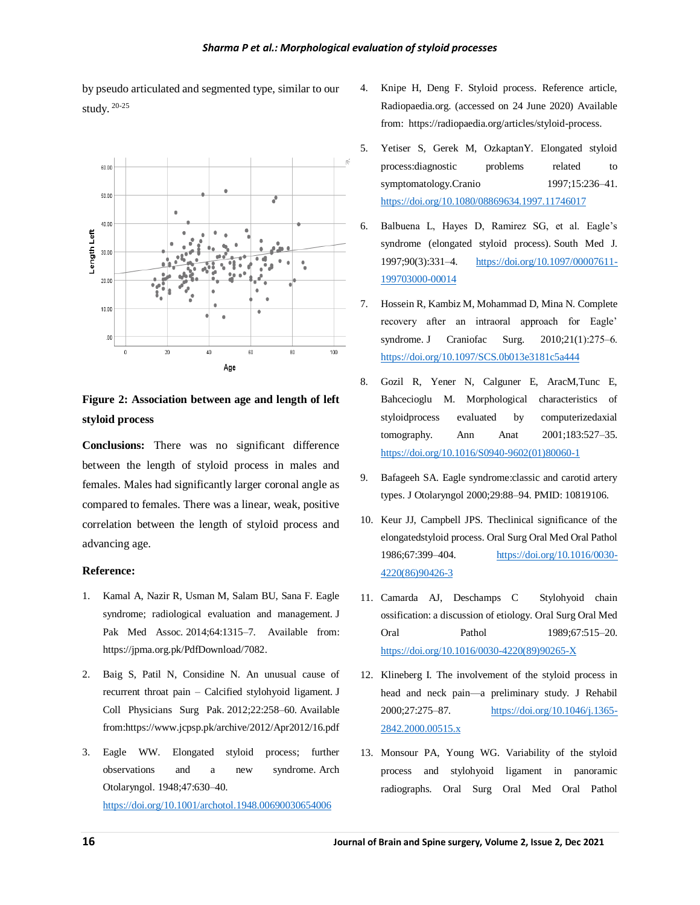by pseudo articulated and segmented type, similar to our study.[20-25]

**Figure 2: Association between age and length of left styloid process**

**Conclusions:** There was no significant difference between the length of styloid process in males and females. Males had significantly larger coronal angle as compared to females. There was a linear, weak, positive correlation between the length of styloid process and advancing age.

**Reference:**

1. Kamal A, Nazir R, Usman M, Salam BU, Sana F. Eagle syndrome; radiological evaluation and management. J Pak Med Assoc. 2014;64:1315–7. Available from: https://jpma.org.pk/PdfDownload/7082.
2. Baig S, Patil N, Considine N. An unusual cause of recurrent throat pain – Calcified stylohyoid ligament. J Coll Physicians Surg Pak. 2012;22:258–60. Available from:https://www.jcpsp.pk/archive/2012/Apr2012/16.pdf
3. Eagle WW. Elongated styloid process; further observations and a new syndrome. Arch Otolaryngol. 1948;47:630–40. https://doi.org/10.1001/archotol.1948.00690030654006
4. Knipe H, Deng F. Styloid process. Reference article, Radiopaedia.org. (accessed on 24 June 2020) Available from: https://radiopaedia.org/articles/styloid-process.
5. Yetiser S, Gerek M, OzkaptanY. Elongated styloid process:diagnostic problems related to symptomatology.Cranio 1997;15:236–41. https://doi.org/10.1080/08869634.1997.11746017
6. Balbuena L, Hayes D, Ramirez SG, et al. Eagle's syndrome (elongated styloid process). South Med J. 1997;90(3):331–4. https://doi.org/10.1097/00007611-199703000-00014
7. Hossein R, Kambiz M, Mohammad D, Mina N. Complete recovery after an intraoral approach for Eagle' syndrome. J Craniofac Surg. 2010;21(1):275–6. https://doi.org/10.1097/SCS.0b013e3181c5a444
8. Gozil R, Yener N, Calguner E, AracM,Tunc E, Bahcecioglu M. Morphological characteristics of styloidprocess evaluated by computerizedaxial tomography. Ann Anat 2001;183:527–35. https://doi.org/10.1016/S0940-9602(01)80060-1
9. Bafageeh SA. Eagle syndrome:classic and carotid artery types. J Otolaryngol 2000;29:88–94. PMID: 10819106.
10. Keur JJ, Campbell JPS. Theclinical significance of the elongatedstyloid process. Oral Surg Oral Med Oral Pathol 1986;67:399–404. https://doi.org/10.1016/0030-4220(86)90426-3
11. Camarda AJ, Deschamps C Stylohyoid chain ossification: a discussion of etiology. Oral Surg Oral Med Oral Pathol 1989;67:515–20. https://doi.org/10.1016/0030-4220(89)90265-X
12. Klineberg I. The involvement of the styloid process in head and neck pain—a preliminary study. J Rehabil 2000;27:275–87. https://doi.org/10.1046/j.1365-2842.2000.00515.x
13. Monsour PA, Young WG. Variability of the styloid process and stylohyoid ligament in panoramic radiographs. Oral Surg Oral Med Oral Pathol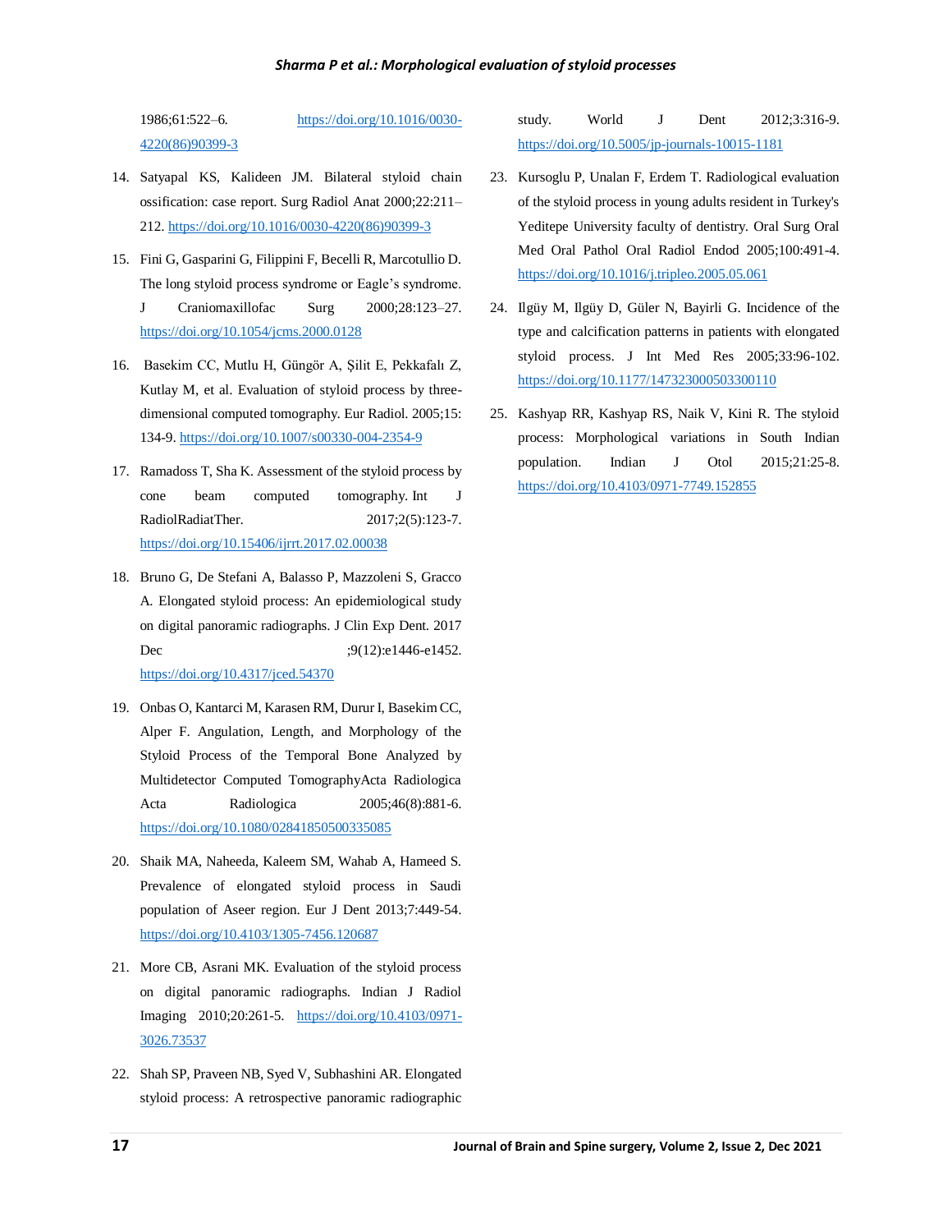1986;61:522–6. https://doi.org/10.1016/0030-4220(86)90399-3

14. Satyapal KS, Kalideen JM. Bilateral styloid chain ossification: case report. Surg Radiol Anat 2000;22:211–212. https://doi.org/10.1016/0030-4220(86)90399-3

15. Fini G, Gasparini G, Filippini F, Becelli R, Marcotullio D. The long styloid process syndrome or Eagle's syndrome. J Craniomaxillofac Surg 2000;28:123–27. https://doi.org/10.1054/jcms.2000.0128

16. Basekim CC, Mutlu H, Güngör A, Şilit E, Pekkafalı Z, Kutlay M, et al. Evaluation of styloid process by three-dimensional computed tomography. Eur Radiol. 2005;15: 134-9. https://doi.org/10.1007/s00330-004-2354-9

17. Ramadoss T, Sha K. Assessment of the styloid process by cone beam computed tomography. Int J RadiolRadiatTher. 2017;2(5):123-7. https://doi.org/10.15406/ijrrt.2017.02.00038

18. Bruno G, De Stefani A, Balasso P, Mazzoleni S, Gracco A. Elongated styloid process: An epidemiological study on digital panoramic radiographs. J Clin Exp Dent. 2017 Dec ;9(12):e1446-e1452. https://doi.org/10.4317/jced.54370

19. Onbas O, Kantarci M, Karasen RM, Durur I, Basekim CC, Alper F. Angulation, Length, and Morphology of the Styloid Process of the Temporal Bone Analyzed by Multidetector Computed TomographyActa Radiologica Acta Radiologica 2005;46(8):881-6. https://doi.org/10.1080/02841850500335085

20. Shaik MA, Naheeda, Kaleem SM, Wahab A, Hameed S. Prevalence of elongated styloid process in Saudi population of Aseer region. Eur J Dent 2013;7:449-54. https://doi.org/10.4103/1305-7456.120687

21. More CB, Asrani MK. Evaluation of the styloid process on digital panoramic radiographs. Indian J Radiol Imaging 2010;20:261-5. https://doi.org/10.4103/0971-3026.73537

22. Shah SP, Praveen NB, Syed V, Subhashini AR. Elongated styloid process: A retrospective panoramic radiographic study. World J Dent 2012;3:316-9. https://doi.org/10.5005/jp-journals-10015-1181

23. Kursoglu P, Unalan F, Erdem T. Radiological evaluation of the styloid process in young adults resident in Turkey's Yeditepe University faculty of dentistry. Oral Surg Oral Med Oral Pathol Oral Radiol Endod 2005;100:491-4. https://doi.org/10.1016/j.tripleo.2005.05.061

24. Ilgüy M, Ilgüy D, Güler N, Bayirli G. Incidence of the type and calcification patterns in patients with elongated styloid process. J Int Med Res 2005;33:96-102. https://doi.org/10.1177/147323000503300110

25. Kashyap RR, Kashyap RS, Naik V, Kini R. The styloid process: Morphological variations in South Indian population. Indian J Otol 2015;21:25-8. https://doi.org/10.4103/0971-7749.152855